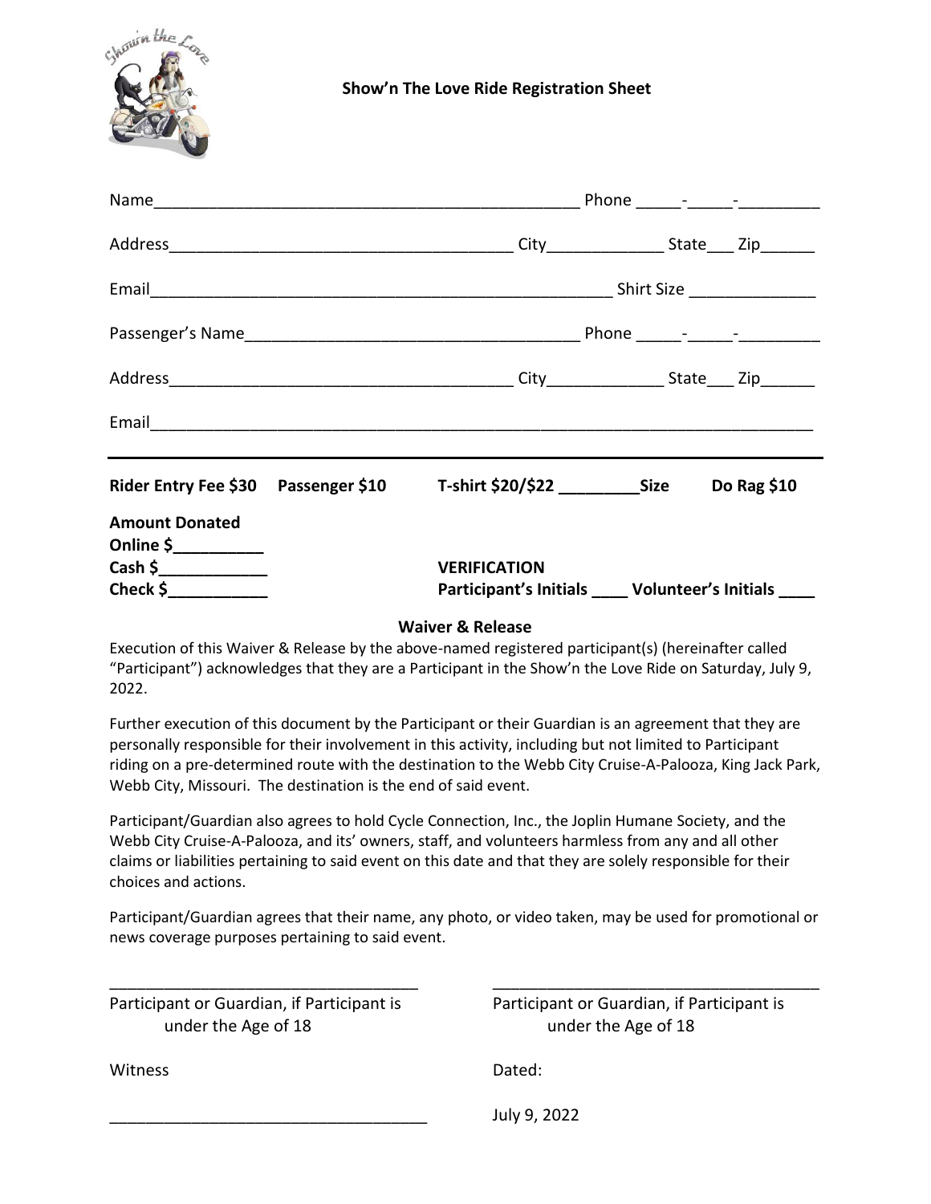# Show'n The Love Ride Registration Sheet

Name_________________________________________________ Phone _____-_____-_________

Address_______________________________________ City_____________ State___ Zip______

Email____________________________________________________ Shirt Size ______________

Passenger's Name______________________________________ Phone _____-_____-_________

Address_______________________________________ City_____________ State___ Zip______

Email__________________________________________________________________________

---

**Rider Entry Fee $30** **Passenger $10** **T-shirt $20/$22 _________Size** **Do Rag $10**

**Amount Donated**
**Online $__________**
**Cash $____________**
**Check $___________**

**VERIFICATION**
**Participant's Initials ____ Volunteer's Initials ____**

## Waiver & Release

Execution of this Waiver & Release by the above-named registered participant(s) (hereinafter called "Participant") acknowledges that they are a Participant in the Show'n the Love Ride on Saturday, July 9, 2022.

Further execution of this document by the Participant or their Guardian is an agreement that they are personally responsible for their involvement in this activity, including but not limited to Participant riding on a pre-determined route with the destination to the Webb City Cruise-A-Palooza, King Jack Park, Webb City, Missouri. The destination is the end of said event.

Participant/Guardian also agrees to hold Cycle Connection, Inc., the Joplin Humane Society, and the Webb City Cruise-A-Palooza, and its' owners, staff, and volunteers harmless from any and all other claims or liabilities pertaining to said event on this date and that they are solely responsible for their choices and actions.

Participant/Guardian agrees that their name, any photo, or video taken, may be used for promotional or news coverage purposes pertaining to said event.

___________________________________
Participant or Guardian, if Participant is under the Age of 18

___________________________________
Participant or Guardian, if Participant is under the Age of 18

Witness

___________________________________

Dated:

July 9, 2022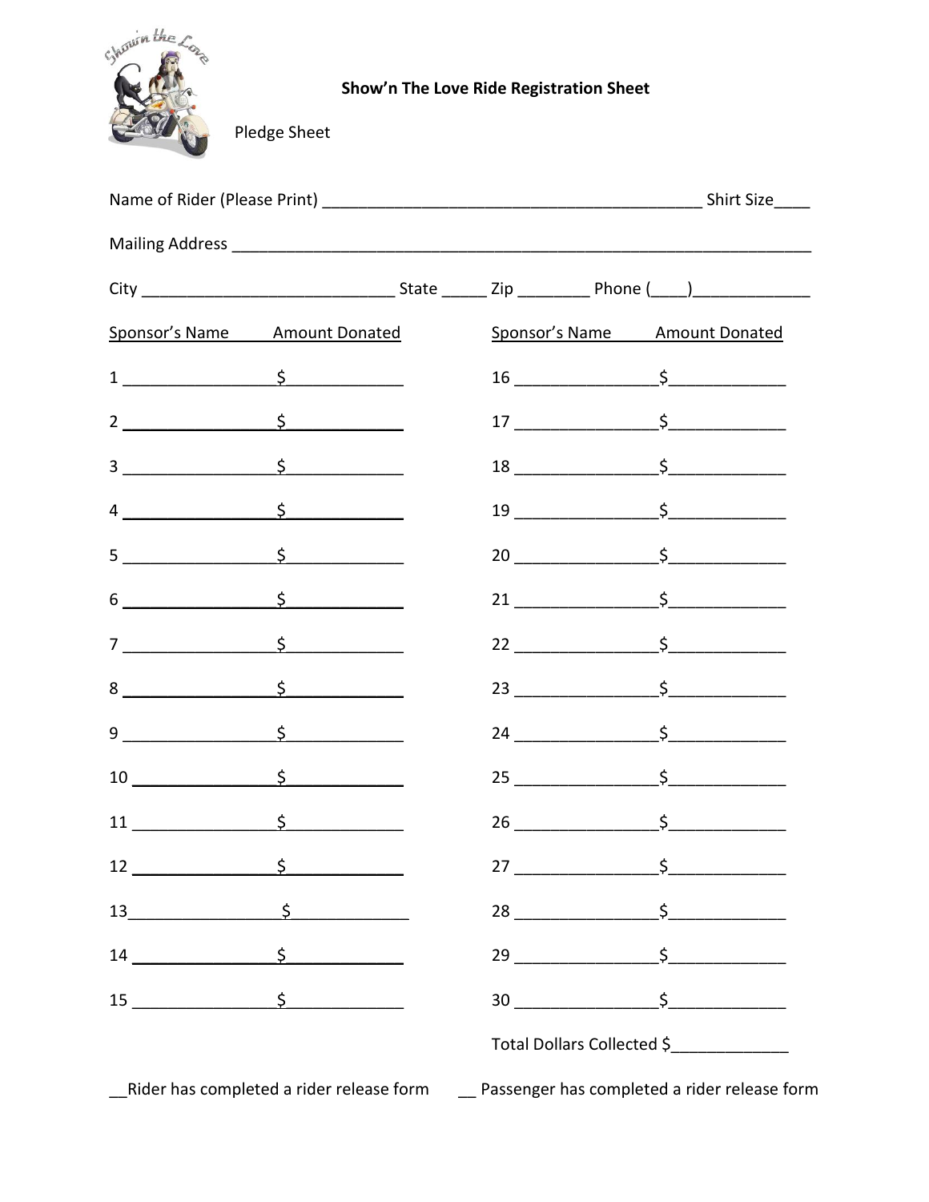# Show'n The Love Ride Registration Sheet

Pledge Sheet

Name of Rider (Please Print) ___________________________________________ Shirt Size____

Mailing Address _________________________________________________________________

City ____________________________ State _____ Zip ________ Phone (____)_____________

| Sponsor's Name | Amount Donated | Sponsor's Name | Amount Donated |
|---|---|---|---|
| 1 ________________ | $_____________ | 16 ________________ | $_____________ |
| 2 ________________ | $_____________ | 17 ________________ | $_____________ |
| 3 ________________ | $_____________ | 18 ________________ | $_____________ |
| 4 ________________ | $_____________ | 19 ________________ | $_____________ |
| 5 ________________ | $_____________ | 20 ________________ | $_____________ |
| 6 ________________ | $_____________ | 21 ________________ | $_____________ |
| 7 ________________ | $_____________ | 22 ________________ | $_____________ |
| 8 ________________ | $_____________ | 23 ________________ | $_____________ |
| 9 ________________ | $_____________ | 24 ________________ | $_____________ |
| 10 ________________ | $_____________ | 25 ________________ | $_____________ |
| 11 ________________ | $_____________ | 26 ________________ | $_____________ |
| 12 ________________ | $_____________ | 27 ________________ | $_____________ |
| 13________________ | $_____________ | 28 ________________ | $_____________ |
| 14 ________________ | $_____________ | 29 ________________ | $_____________ |
| 15 ________________ | $_____________ | 30 ________________ | $_____________ |

Total Dollars Collected $_____________

__Rider has completed a rider release form &nbsp;&nbsp;&nbsp; __ Passenger has completed a rider release form